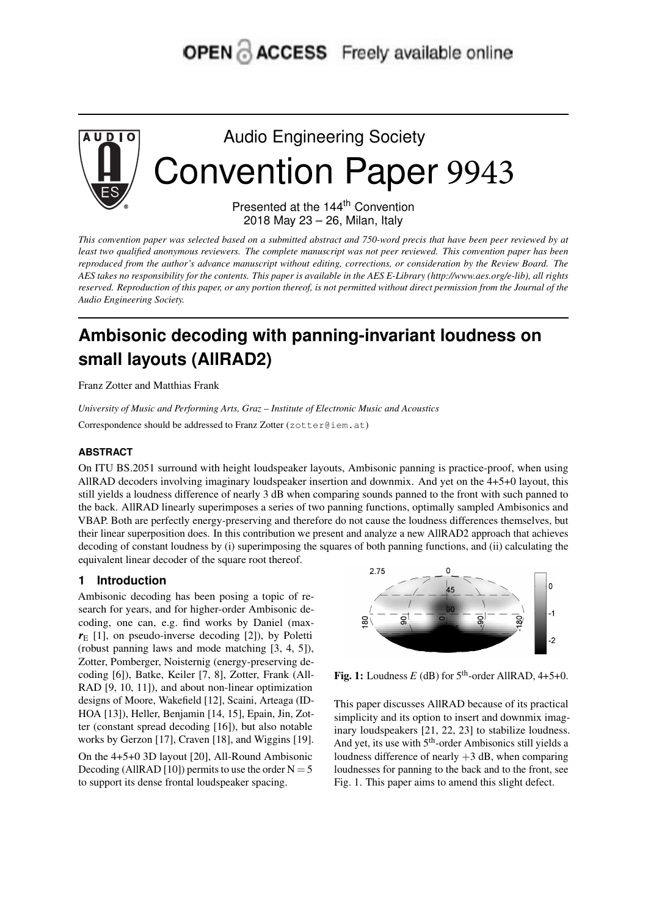OPEN ACCESS Freely available online

# Audio Engineering Society Convention Paper 9943

Presented at the 144[th] Convention
2018 May 23 – 26, Milan, Italy

*This convention paper was selected based on a submitted abstract and 750-word precis that have been peer reviewed by at least two qualified anonymous reviewers. The complete manuscript was not peer reviewed. This convention paper has been reproduced from the author's advance manuscript without editing, corrections, or consideration by the Review Board. The AES takes no responsibility for the contents. This paper is available in the AES E-Library (http://www.aes.org/e-lib), all rights reserved. Reproduction of this paper, or any portion thereof, is not permitted without direct permission from the Journal of the Audio Engineering Society.*

# Ambisonic decoding with panning-invariant loudness on small layouts (AllRAD2)

Franz Zotter and Matthias Frank

*University of Music and Performing Arts, Graz – Institute of Electronic Music and Acoustics*

Correspondence should be addressed to Franz Zotter (zotter@iem.at)

### ABSTRACT

On ITU BS.2051 surround with height loudspeaker layouts, Ambisonic panning is practice-proof, when using AllRAD decoders involving imaginary loudspeaker insertion and downmix. And yet on the 4+5+0 layout, this still yields a loudness difference of nearly 3 dB when comparing sounds panned to the front with such panned to the back. AllRAD linearly superimposes a series of two panning functions, optimally sampled Ambisonics and VBAP. Both are perfectly energy-preserving and therefore do not cause the loudness differences themselves, but their linear superposition does. In this contribution we present and analyze a new AllRAD2 approach that achieves decoding of constant loudness by (i) superimposing the squares of both panning functions, and (ii) calculating the equivalent linear decoder of the square root thereof.

## 1 Introduction

Ambisonic decoding has been posing a topic of research for years, and for higher-order Ambisonic decoding, one can, e.g. find works by Daniel (max-$\boldsymbol{r}_\mathrm{E}$ [1], on pseudo-inverse decoding [2]), by Poletti (robust panning laws and mode matching [3, 4, 5]), Zotter, Pomberger, Noisternig (energy-preserving decoding [6]), Batke, Keiler [7, 8], Zotter, Frank (All-RAD [9, 10, 11]), and about non-linear optimization designs of Moore, Wakefield [12], Scaini, Arteaga (ID-HOA [13]), Heller, Benjamin [14, 15], Epain, Jin, Zotter (constant spread decoding [16]), but also notable works by Gerzon [17], Craven [18], and Wiggins [19].

On the 4+5+0 3D layout [20], All-Round Ambisonic Decoding (AllRAD [10]) permits to use the order $\mathrm{N} = 5$ to support its dense frontal loudspeaker spacing.

**Fig. 1:** Loudness $E$ (dB) for 5[th]-order AllRAD, 4+5+0.

This paper discusses AllRAD because of its practical simplicity and its option to insert and downmix imaginary loudspeakers [21, 22, 23] to stabilize loudness. And yet, its use with 5[th]-order Ambisonics still yields a loudness difference of nearly $+3$ dB, when comparing loudnesses for panning to the back and to the front, see Fig. 1. This paper aims to amend this slight defect.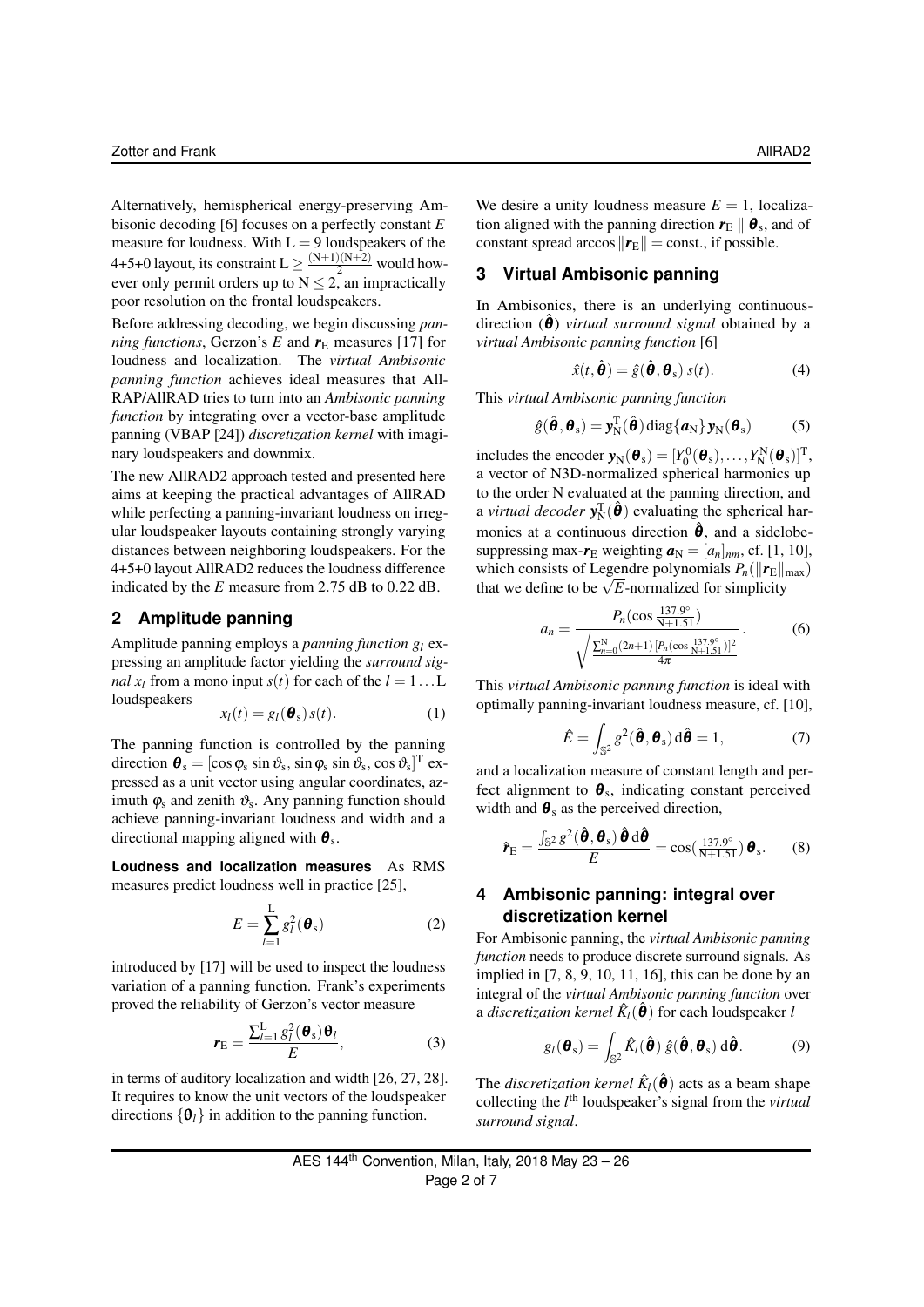Alternatively, hemispherical energy-preserving Ambisonic decoding [6] focuses on a perfectly constant $E$ measure for loudness. With $\mathrm{L} = 9$ loudspeakers of the 4+5+0 layout, its constraint $\mathrm{L} \geq \frac{(\mathrm{N}+1)(\mathrm{N}+2)}{2}$ would however only permit orders up to $\mathrm{N} \leq 2$, an impractically poor resolution on the frontal loudspeakers.

Before addressing decoding, we begin discussing *panning functions*, Gerzon's $E$ and $\boldsymbol{r}_\mathrm{E}$ measures [17] for loudness and localization. The *virtual Ambisonic panning function* achieves ideal measures that AllRAP/AllRAD tries to turn into an *Ambisonic panning function* by integrating over a vector-base amplitude panning (VBAP [24]) *discretization kernel* with imaginary loudspeakers and downmix.

The new AllRAD2 approach tested and presented here aims at keeping the practical advantages of AllRAD while perfecting a panning-invariant loudness on irregular loudspeaker layouts containing strongly varying distances between neighboring loudspeakers. For the 4+5+0 layout AllRAD2 reduces the loudness difference indicated by the $E$ measure from 2.75 dB to 0.22 dB.

## 2 Amplitude panning

Amplitude panning employs a *panning function* $g_l$ expressing an amplitude factor yielding the *surround signal* $x_l$ from a mono input $s(t)$ for each of the $l = 1 \dots \mathrm{L}$ loudspeakers

$$x_l(t) = g_l(\boldsymbol{\theta}_\mathrm{s})\, s(t). \tag{1}$$

The panning function is controlled by the panning direction $\boldsymbol{\theta}_\mathrm{s} = [\cos\varphi_\mathrm{s} \sin\vartheta_\mathrm{s}, \sin\varphi_\mathrm{s} \sin\vartheta_\mathrm{s}, \cos\vartheta_\mathrm{s}]^\mathrm{T}$ expressed as a unit vector using angular coordinates, azimuth $\varphi_\mathrm{s}$ and zenith $\vartheta_\mathrm{s}$. Any panning function should achieve panning-invariant loudness and width and a directional mapping aligned with $\boldsymbol{\theta}_\mathrm{s}$.

**Loudness and localization measures** As RMS measures predict loudness well in practice [25],

$$E = \sum_{l=1}^{\mathrm{L}} g_l^2(\boldsymbol{\theta}_\mathrm{s}) \tag{2}$$

introduced by [17] will be used to inspect the loudness variation of a panning function. Frank's experiments proved the reliability of Gerzon's vector measure

$$\boldsymbol{r}_\mathrm{E} = \frac{\sum_{l=1}^{\mathrm{L}} g_l^2(\boldsymbol{\theta}_\mathrm{s})\,\boldsymbol{\theta}_l}{E}, \tag{3}$$

in terms of auditory localization and width [26, 27, 28]. It requires to know the unit vectors of the loudspeaker directions $\{\boldsymbol{\theta}_l\}$ in addition to the panning function.

We desire a unity loudness measure $E = 1$, localization aligned with the panning direction $\boldsymbol{r}_\mathrm{E} \parallel \boldsymbol{\theta}_\mathrm{s}$, and of constant spread $\arccos\|\boldsymbol{r}_\mathrm{E}\| = \text{const.}$, if possible.

## 3 Virtual Ambisonic panning

In Ambisonics, there is an underlying continuous-direction ($\hat{\boldsymbol{\theta}}$) *virtual surround signal* obtained by a *virtual Ambisonic panning function* [6]

$$\hat{x}(t, \hat{\boldsymbol{\theta}}) = \hat{g}(\hat{\boldsymbol{\theta}}, \boldsymbol{\theta}_\mathrm{s})\, s(t). \tag{4}$$

This *virtual Ambisonic panning function*

$$\hat{g}(\hat{\boldsymbol{\theta}}, \boldsymbol{\theta}_\mathrm{s}) = \boldsymbol{y}_\mathrm{N}^\mathrm{T}(\hat{\boldsymbol{\theta}})\, \mathrm{diag}\{\boldsymbol{a}_\mathrm{N}\}\, \boldsymbol{y}_\mathrm{N}(\boldsymbol{\theta}_\mathrm{s}) \tag{5}$$

includes the encoder $\boldsymbol{y}_\mathrm{N}(\boldsymbol{\theta}_\mathrm{s}) = [Y_0^0(\boldsymbol{\theta}_\mathrm{s}), \dots, Y_\mathrm{N}^\mathrm{N}(\boldsymbol{\theta}_\mathrm{s})]^\mathrm{T}$, a vector of N3D-normalized spherical harmonics up to the order N evaluated at the panning direction, and a *virtual decoder* $\boldsymbol{y}_\mathrm{N}^\mathrm{T}(\hat{\boldsymbol{\theta}})$ evaluating the spherical harmonics at a continuous direction $\hat{\boldsymbol{\theta}}$, and a sidelobe-suppressing max-$\boldsymbol{r}_\mathrm{E}$ weighting $\boldsymbol{a}_\mathrm{N} = [a_n]_{nm}$, cf. [1, 10], which consists of Legendre polynomials $P_n(\|\boldsymbol{r}_\mathrm{E}\|_\mathrm{max})$ that we define to be $\sqrt{E}$-normalized for simplicity

$$a_n = \frac{P_n(\cos\frac{137.9^\circ}{\mathrm{N}+1.51})}{\sqrt{\frac{\sum_{n=0}^{\mathrm{N}}(2n+1)\,[P_n(\cos\frac{137.9^\circ}{\mathrm{N}+1.51})]^2}{4\pi}}}. \tag{6}$$

This *virtual Ambisonic panning function* is ideal with optimally panning-invariant loudness measure, cf. [10],

$$\hat{E} = \int_{\mathbb{S}^2} g^2(\hat{\boldsymbol{\theta}}, \boldsymbol{\theta}_\mathrm{s})\, \mathrm{d}\hat{\boldsymbol{\theta}} = 1, \tag{7}$$

and a localization measure of constant length and perfect alignment to $\boldsymbol{\theta}_\mathrm{s}$, indicating constant perceived width and $\boldsymbol{\theta}_\mathrm{s}$ as the perceived direction,

$$\hat{\boldsymbol{r}}_\mathrm{E} = \frac{\int_{\mathbb{S}^2} g^2(\hat{\boldsymbol{\theta}}, \boldsymbol{\theta}_\mathrm{s})\, \hat{\boldsymbol{\theta}}\, \mathrm{d}\hat{\boldsymbol{\theta}}}{E} = \cos(\tfrac{137.9^\circ}{\mathrm{N}+1.51})\, \boldsymbol{\theta}_\mathrm{s}. \tag{8}$$

## 4 Ambisonic panning: integral over discretization kernel

For Ambisonic panning, the *virtual Ambisonic panning function* needs to produce discrete surround signals. As implied in [7, 8, 9, 10, 11, 16], this can be done by an integral of the *virtual Ambisonic panning function* over a *discretization kernel* $\hat{K}_l(\hat{\boldsymbol{\theta}})$ for each loudspeaker $l$

$$g_l(\boldsymbol{\theta}_\mathrm{s}) = \int_{\mathbb{S}^2} \hat{K}_l(\hat{\boldsymbol{\theta}})\, \hat{g}(\hat{\boldsymbol{\theta}}, \boldsymbol{\theta}_\mathrm{s})\, \mathrm{d}\hat{\boldsymbol{\theta}}. \tag{9}$$

The *discretization kernel* $\hat{K}_l(\hat{\boldsymbol{\theta}})$ acts as a beam shape collecting the $l^\mathrm{th}$ loudspeaker's signal from the *virtual surround signal*.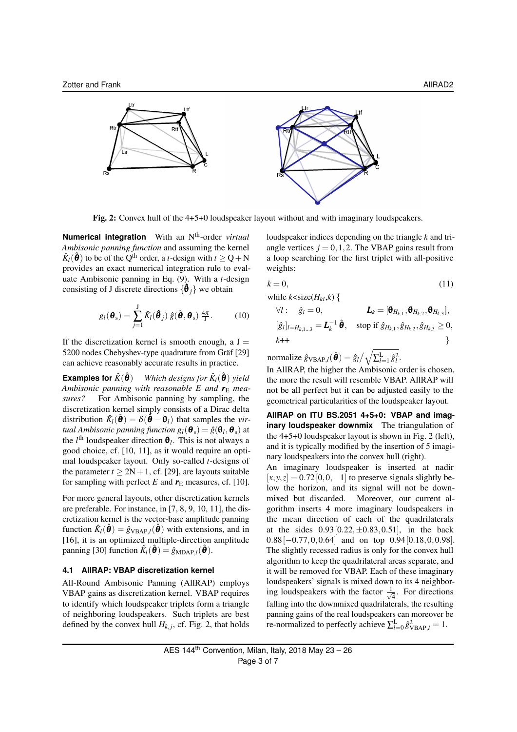Fig. 2: Convex hull of the 4+5+0 loudspeaker layout without and with imaginary loudspeakers.

**Numerical integration** With an N[th]-order *virtual Ambisonic panning function* and assuming the kernel $\hat{K}_l(\hat{\boldsymbol{\theta}})$ to be of the Q[th] order, a $t$-design with $t \geq \mathrm{Q}+\mathrm{N}$ provides an exact numerical integration rule to evaluate Ambisonic panning in Eq. (9). With a $t$-design consisting of J discrete directions $\{\hat{\boldsymbol{\theta}}_j\}$ we obtain

$$g_l(\boldsymbol{\theta}_\mathrm{s}) = \sum_{j=1}^{\mathrm{J}} \hat{K}_l(\hat{\boldsymbol{\theta}}_j)\, \hat{g}(\hat{\boldsymbol{\theta}}, \boldsymbol{\theta}_\mathrm{s})\, \tfrac{4\pi}{\mathrm{J}}. \tag{10}$$

If the discretization kernel is smooth enough, a J = 5200 nodes Chebyshev-type quadrature from Gräf [29] can achieve reasonably accurate results in practice.

**Examples for $\hat{K}(\hat{\boldsymbol{\theta}})$** *Which designs for $\hat{K}_l(\hat{\boldsymbol{\theta}})$ yield Ambisonic panning with reasonable $E$ and $\boldsymbol{r}_\mathrm{E}$ measures?* For Ambisonic panning by sampling, the discretization kernel simply consists of a Dirac delta distribution $\hat{K}_l(\hat{\boldsymbol{\theta}}) = \delta(\hat{\boldsymbol{\theta}} - \boldsymbol{\theta}_l)$ that samples the *virtual Ambisonic panning function* $g_l(\boldsymbol{\theta}_\mathrm{s}) = \hat{g}(\boldsymbol{\theta}_l, \boldsymbol{\theta}_\mathrm{s})$ at the $l^{\mathrm{th}}$ loudspeaker direction $\boldsymbol{\theta}_l$. This is not always a good choice, cf. [10, 11], as it would require an optimal loudspeaker layout. Only so-called $t$-designs of the parameter $t \geq 2\mathrm{N}+1$, cf. [29], are layouts suitable for sampling with perfect $E$ and $\boldsymbol{r}_\mathrm{E}$ measures, cf. [10].

For more general layouts, other discretization kernels are preferable. For instance, in [7, 8, 9, 10, 11], the discretization kernel is the vector-base amplitude panning function $\hat{K}_l(\hat{\boldsymbol{\theta}}) = \hat{g}_{\mathrm{VBAP},l}(\hat{\boldsymbol{\theta}})$ with extensions, and in [16], it is an optimized multiple-direction amplitude panning [30] function $\hat{K}_l(\hat{\boldsymbol{\theta}}) = \hat{g}_{\mathrm{MDAP},l}(\hat{\boldsymbol{\theta}})$.

### 4.1 AllRAP: VBAP discretization kernel

All-Round Ambisonic Panning (AllRAP) employs VBAP gains as discretization kernel. VBAP requires to identify which loudspeaker triplets form a triangle of neighboring loudspeakers. Such triplets are best defined by the convex hull $H_{k,j}$, cf. Fig. 2, that holds loudspeaker indices depending on the triangle $k$ and triangle vertices $j = 0, 1, 2$. The VBAP gains result from a loop searching for the first triplet with all-positive weights:

$$k = 0, \tag{11}$$

while $k$<size($H_{kl}$,$k$) {

$\forall l: \quad \hat{g}_l = 0, \qquad \boldsymbol{L}_k = [\boldsymbol{\theta}_{H_{k,1}}, \boldsymbol{\theta}_{H_{k,2}}, \boldsymbol{\theta}_{H_{k,3}}],$

$[\hat{g}_l]_{l=H_{k,1\ldots3}} = \boldsymbol{L}_k^{-1}\, \hat{\boldsymbol{\theta}}, \quad$ stop if $\hat{g}_{H_{k,1}}, \hat{g}_{H_{k,2}}, \hat{g}_{H_{k,3}} \geq 0,$

$k$++ }

normalize $\hat{g}_{\mathrm{VBAP},l}(\hat{\boldsymbol{\theta}}) = \hat{g}_l \Big/ \sqrt{\sum_{l=1}^{\mathrm{L}} \hat{g}_l^2}$.

In AllRAP, the higher the Ambisonic order is chosen, the more the result will resemble VBAP. AllRAP will not be all perfect but it can be adjusted easily to the geometrical particularities of the loudspeaker layout.

**AllRAP on ITU BS.2051 4+5+0: VBAP and imaginary loudspeaker downmix** The triangulation of the 4+5+0 loudspeaker layout is shown in Fig. 2 (left), and it is typically modified by the insertion of 5 imaginary loudspeakers into the convex hull (right).

An imaginary loudspeaker is inserted at nadir $[x, y, z] = 0.72\,[0, 0, -1]$ to preserve signals slightly below the horizon, and its signal will not be downmixed but discarded. Moreover, our current algorithm inserts 4 more imaginary loudspeakers in the mean direction of each of the quadrilaterals at the sides $0.93\,[0.22, \pm 0.83, 0.51]$, in the back $0.88\,[-0.77, 0, 0.64]$ and on top $0.94\,[0.18, 0, 0.98]$. The slightly recessed radius is only for the convex hull algorithm to keep the quadrilateral areas separate, and it will be removed for VBAP. Each of these imaginary loudspeakers' signals is mixed down to its 4 neighboring loudspeakers with the factor $\frac{1}{\sqrt{4}}$. For directions falling into the downmixed quadrilaterals, the resulting panning gains of the real loudspeakers can moreover be re-normalized to perfectly achieve $\sum_{l=0}^{\mathrm{L}} \hat{g}_{\mathrm{VBAP},l}^2 = 1$.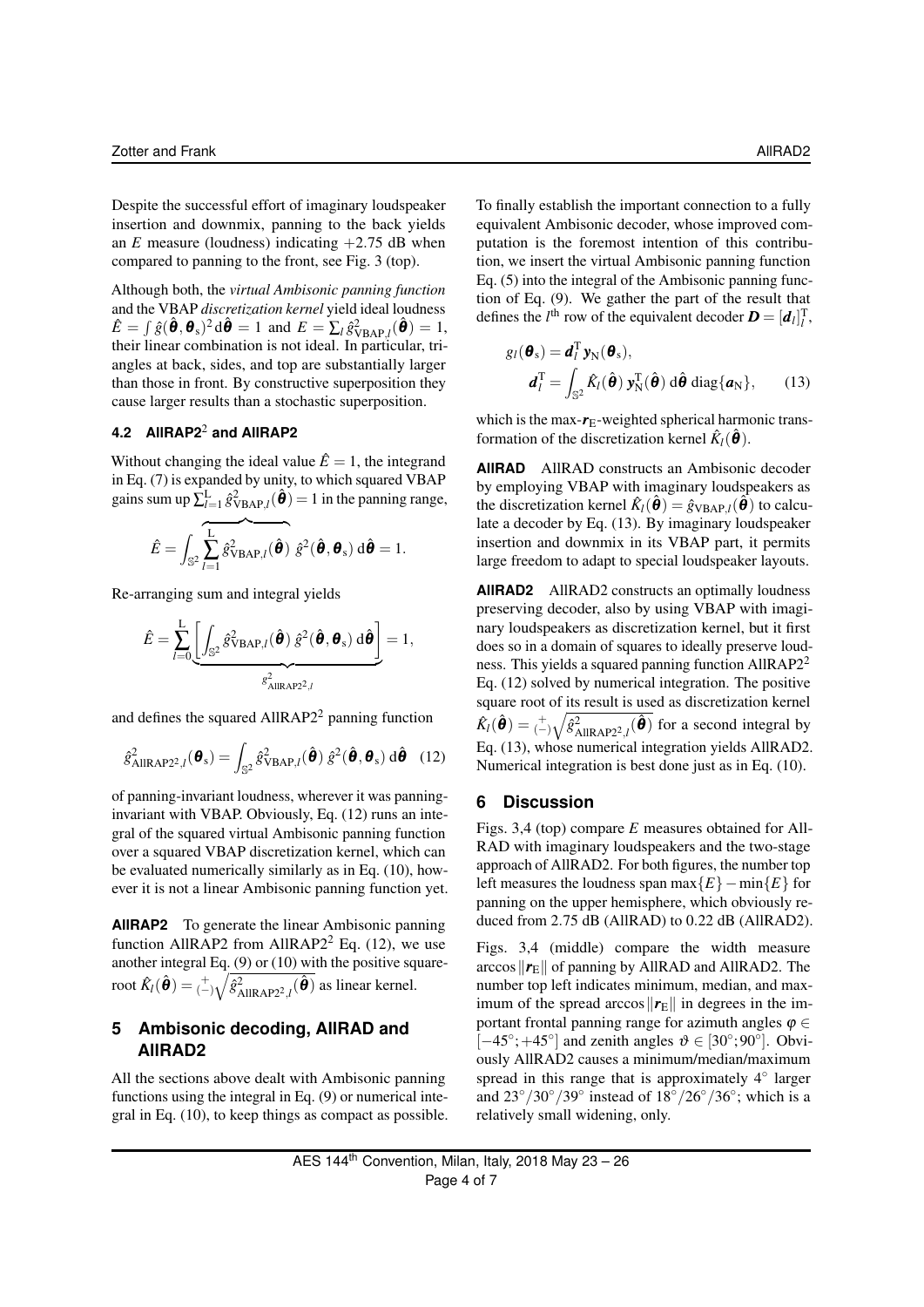Despite the successful effort of imaginary loudspeaker insertion and downmix, panning to the back yields an $E$ measure (loudness) indicating $+2.75$ dB when compared to panning to the front, see Fig. 3 (top).

Although both, the *virtual Ambisonic panning function* and the VBAP *discretization kernel* yield ideal loudness $\hat{E} = \int \hat{g}(\hat{\boldsymbol{\theta}}, \boldsymbol{\theta}_\mathrm{s})^2 \,\mathrm{d}\hat{\boldsymbol{\theta}} = 1$ and $E = \sum_l \hat{g}^2_{\mathrm{VBAP},l}(\hat{\boldsymbol{\theta}}) = 1$, their linear combination is not ideal. In particular, triangles at back, sides, and top are substantially larger than those in front. By constructive superposition they cause larger results than a stochastic superposition.

### 4.2 AllRAP2$^2$ and AllRAP2

Without changing the ideal value $\hat{E} = 1$, the integrand in Eq. (7) is expanded by unity, to which squared VBAP gains sum up $\sum_{l=1}^{\mathrm{L}} \hat{g}^2_{\mathrm{VBAP},l}(\hat{\boldsymbol{\theta}}) = 1$ in the panning range,

$$\hat{E} = \int_{\mathbb{S}^2} \overbrace{\sum_{l=1}^{\mathrm{L}} \hat{g}^2_{\mathrm{VBAP},l}(\hat{\boldsymbol{\theta}})}\; \hat{g}^2(\hat{\boldsymbol{\theta}}, \boldsymbol{\theta}_\mathrm{s}) \,\mathrm{d}\hat{\boldsymbol{\theta}} = 1.$$

Re-arranging sum and integral yields

$$\hat{E} = \sum_{l=0}^{\mathrm{L}} \underbrace{\left[ \int_{\mathbb{S}^2} \hat{g}^2_{\mathrm{VBAP},l}(\hat{\boldsymbol{\theta}})\; \hat{g}^2(\hat{\boldsymbol{\theta}}, \boldsymbol{\theta}_\mathrm{s}) \,\mathrm{d}\hat{\boldsymbol{\theta}} \right]}_{g^2_{\mathrm{AllRAP2},l}} = 1,$$

and defines the squared AllRAP2$^2$ panning function

$$\hat{g}^2_{\mathrm{AllRAP2}^2,l}(\boldsymbol{\theta}_\mathrm{s}) = \int_{\mathbb{S}^2} \hat{g}^2_{\mathrm{VBAP},l}(\hat{\boldsymbol{\theta}})\; \hat{g}^2(\hat{\boldsymbol{\theta}}, \boldsymbol{\theta}_\mathrm{s}) \,\mathrm{d}\hat{\boldsymbol{\theta}} \quad (12)$$

of panning-invariant loudness, wherever it was panning-invariant with VBAP. Obviously, Eq. (12) runs an integral of the squared virtual Ambisonic panning function over a squared VBAP discretization kernel, which can be evaluated numerically similarly as in Eq. (10), however it is not a linear Ambisonic panning function yet.

**AllRAP2** To generate the linear Ambisonic panning function AllRAP2 from AllRAP2$^2$ Eq. (12), we use another integral Eq. (9) or (10) with the positive square-root $\hat{K}_l(\hat{\boldsymbol{\theta}}) = {}_{(-)}^{+}\sqrt{\hat{g}^2_{\mathrm{AllRAP2}^2,l}(\hat{\boldsymbol{\theta}})}$ as linear kernel.

## 5 Ambisonic decoding, AllRAD and AllRAD2

All the sections above dealt with Ambisonic panning functions using the integral in Eq. (9) or numerical integral in Eq. (10), to keep things as compact as possible. To finally establish the important connection to a fully equivalent Ambisonic decoder, whose improved computation is the foremost intention of this contribution, we insert the virtual Ambisonic panning function Eq. (5) into the integral of the Ambisonic panning function of Eq. (9). We gather the part of the result that defines the $l^{\mathrm{th}}$ row of the equivalent decoder $\boldsymbol{D} = [\boldsymbol{d}_l]_l^{\mathrm{T}}$,

$$\begin{aligned} g_l(\boldsymbol{\theta}_\mathrm{s}) &= \boldsymbol{d}_l^{\mathrm{T}}\, \boldsymbol{y}_\mathrm{N}(\boldsymbol{\theta}_\mathrm{s}), \\ \boldsymbol{d}_l^{\mathrm{T}} &= \int_{\mathbb{S}^2} \hat{K}_l(\hat{\boldsymbol{\theta}})\, \boldsymbol{y}_\mathrm{N}^{\mathrm{T}}(\hat{\boldsymbol{\theta}}) \,\mathrm{d}\hat{\boldsymbol{\theta}}\; \mathrm{diag}\{\boldsymbol{a}_\mathrm{N}\}, \end{aligned} \quad (13)$$

which is the max-$\boldsymbol{r}_\mathrm{E}$-weighted spherical harmonic transformation of the discretization kernel $\hat{K}_l(\hat{\boldsymbol{\theta}})$.

**AllRAD** AllRAD constructs an Ambisonic decoder by employing VBAP with imaginary loudspeakers as the discretization kernel $\hat{K}_l(\hat{\boldsymbol{\theta}}) = \hat{g}_{\mathrm{VBAP},l}(\hat{\boldsymbol{\theta}})$ to calculate a decoder by Eq. (13). By imaginary loudspeaker insertion and downmix in its VBAP part, it permits large freedom to adapt to special loudspeaker layouts.

**AllRAD2** AllRAD2 constructs an optimally loudness preserving decoder, also by using VBAP with imaginary loudspeakers as discretization kernel, but it first does so in a domain of squares to ideally preserve loudness. This yields a squared panning function AllRAP2$^2$ Eq. (12) solved by numerical integration. The positive square root of its result is used as discretization kernel $\hat{K}_l(\hat{\boldsymbol{\theta}}) = {}_{(-)}^{+}\sqrt{\hat{g}^2_{\mathrm{AllRAP2}^2,l}(\hat{\boldsymbol{\theta}})}$ for a second integral by Eq. (13), whose numerical integration yields AllRAD2. Numerical integration is best done just as in Eq. (10).

## 6 Discussion

Figs. 3,4 (top) compare $E$ measures obtained for AllRAD with imaginary loudspeakers and the two-stage approach of AllRAD2. For both figures, the number top left measures the loudness span $\max\{E\} - \min\{E\}$ for panning on the upper hemisphere, which obviously reduced from 2.75 dB (AllRAD) to 0.22 dB (AllRAD2).

Figs. 3,4 (middle) compare the width measure $\arccos\|\boldsymbol{r}_\mathrm{E}\|$ of panning by AllRAD and AllRAD2. The number top left indicates minimum, median, and maximum of the spread $\arccos\|\boldsymbol{r}_\mathrm{E}\|$ in degrees in the important frontal panning range for azimuth angles $\varphi \in [-45^\circ; +45^\circ]$ and zenith angles $\vartheta \in [30^\circ; 90^\circ]$. Obviously AllRAD2 causes a minimum/median/maximum spread in this range that is approximately $4^\circ$ larger and $23^\circ/30^\circ/39^\circ$ instead of $18^\circ/26^\circ/36^\circ$; which is a relatively small widening, only.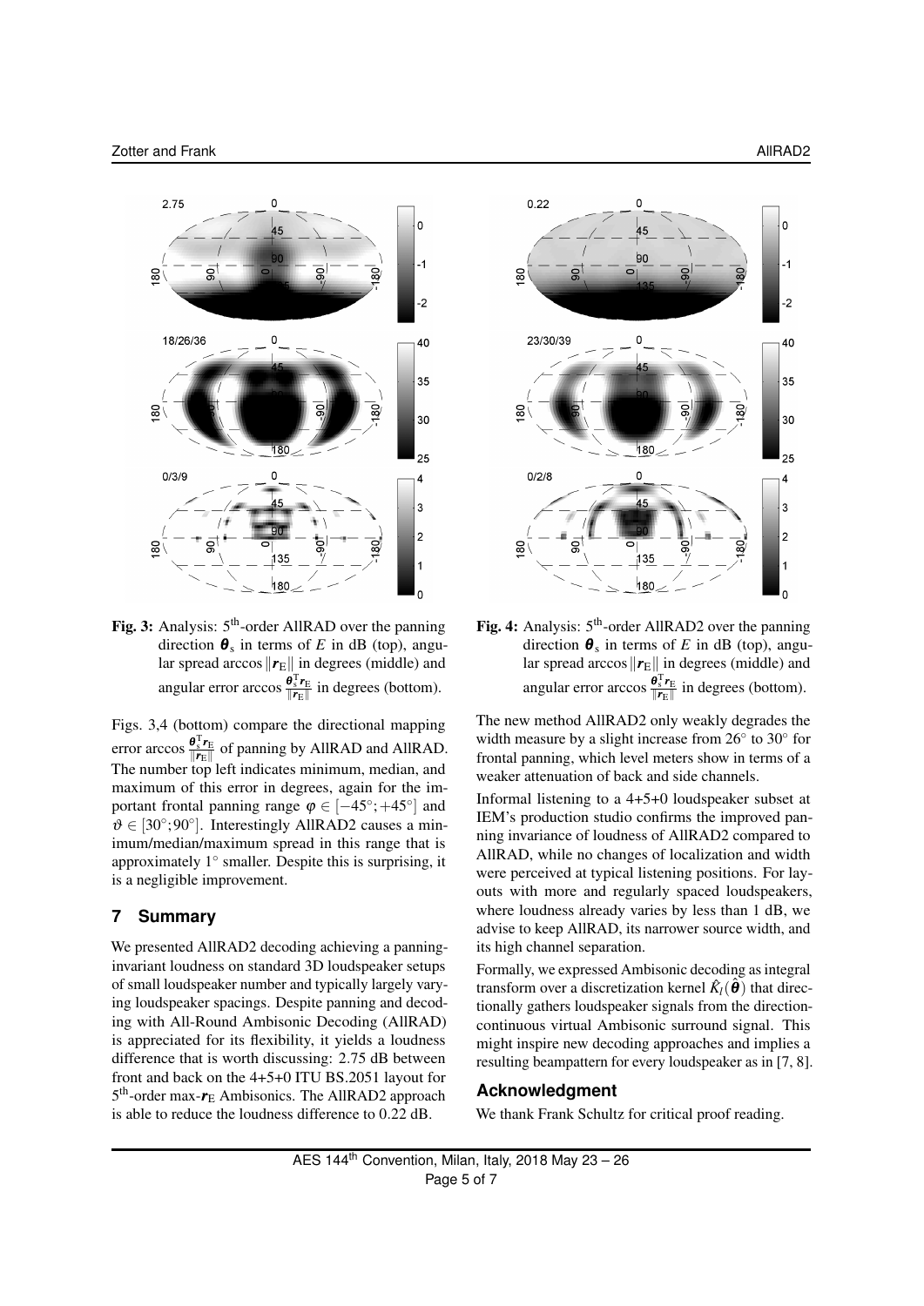Fig. 3: Analysis: 5[th]-order AllRAD over the panning direction $\boldsymbol{\theta}_\mathrm{s}$ in terms of $E$ in dB (top), angular spread $\arccos \|\boldsymbol{r}_\mathrm{E}\|$ in degrees (middle) and angular error $\arccos \frac{\boldsymbol{\theta}_\mathrm{s}^\mathrm{T} \boldsymbol{r}_\mathrm{E}}{\|\boldsymbol{r}_\mathrm{E}\|}$ in degrees (bottom).

Fig. 4: Analysis: 5[th]-order AllRAD2 over the panning direction $\boldsymbol{\theta}_\mathrm{s}$ in terms of $E$ in dB (top), angular spread $\arccos \|\boldsymbol{r}_\mathrm{E}\|$ in degrees (middle) and angular error $\arccos \frac{\boldsymbol{\theta}_\mathrm{s}^\mathrm{T} \boldsymbol{r}_\mathrm{E}}{\|\boldsymbol{r}_\mathrm{E}\|}$ in degrees (bottom).

Figs. 3,4 (bottom) compare the directional mapping error $\arccos \frac{\boldsymbol{\theta}_\mathrm{s}^\mathrm{T} \boldsymbol{r}_\mathrm{E}}{\|\boldsymbol{r}_\mathrm{E}\|}$ of panning by AllRAD and AllRAD. The number top left indicates minimum, median, and maximum of this error in degrees, again for the important frontal panning range $\varphi \in [-45°; +45°]$ and $\vartheta \in [30°; 90°]$. Interestingly AllRAD2 causes a minimum/median/maximum spread in this range that is approximately 1° smaller. Despite this is surprising, it is a negligible improvement.

## 7 Summary

We presented AllRAD2 decoding achieving a panning-invariant loudness on standard 3D loudspeaker setups of small loudspeaker number and typically largely varying loudspeaker spacings. Despite panning and decoding with All-Round Ambisonic Decoding (AllRAD) is appreciated for its flexibility, it yields a loudness difference that is worth discussing: 2.75 dB between front and back on the 4+5+0 ITU BS.2051 layout for 5[th]-order max-$\boldsymbol{r}_\mathrm{E}$ Ambisonics. The AllRAD2 approach is able to reduce the loudness difference to 0.22 dB.

The new method AllRAD2 only weakly degrades the width measure by a slight increase from 26° to 30° for frontal panning, which level meters show in terms of a weaker attenuation of back and side channels.

Informal listening to a 4+5+0 loudspeaker subset at IEM's production studio confirms the improved panning invariance of loudness of AllRAD2 compared to AllRAD, while no changes of localization and width were perceived at typical listening positions. For layouts with more and regularly spaced loudspeakers, where loudness already varies by less than 1 dB, we advise to keep AllRAD, its narrower source width, and its high channel separation.

Formally, we expressed Ambisonic decoding as integral transform over a discretization kernel $\hat{K}_l(\hat{\boldsymbol{\theta}})$ that directionally gathers loudspeaker signals from the direction-continuous virtual Ambisonic surround signal. This might inspire new decoding approaches and implies a resulting beampattern for every loudspeaker as in [7, 8].

### Acknowledgment

We thank Frank Schultz for critical proof reading.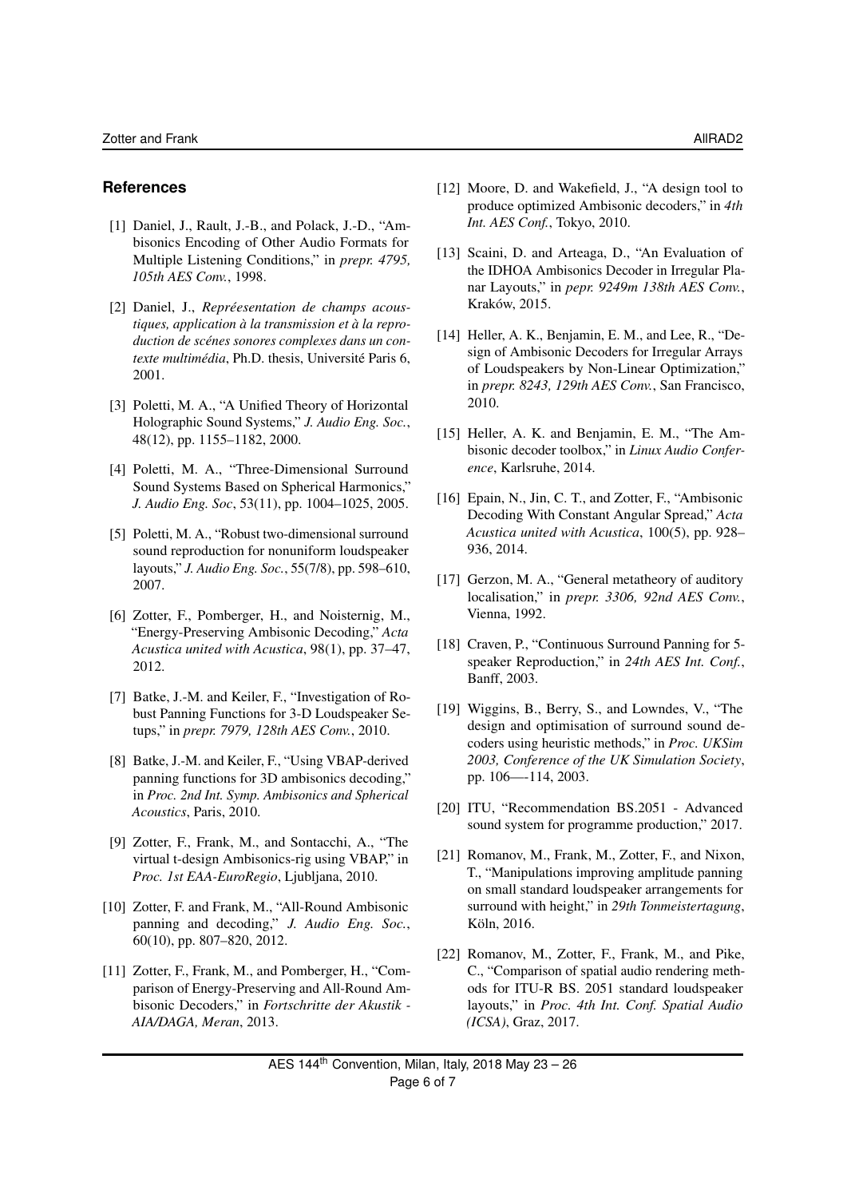## References

[1] Daniel, J., Rault, J.-B., and Polack, J.-D., "Ambisonics Encoding of Other Audio Formats for Multiple Listening Conditions," in *prepr. 4795, 105th AES Conv.*, 1998.

[2] Daniel, J., *Repréesentation de champs acoustiques, application à la transmission et à la reproduction de scénes sonores complexes dans un contexte multimédia*, Ph.D. thesis, Université Paris 6, 2001.

[3] Poletti, M. A., "A Unified Theory of Horizontal Holographic Sound Systems," *J. Audio Eng. Soc.*, 48(12), pp. 1155–1182, 2000.

[4] Poletti, M. A., "Three-Dimensional Surround Sound Systems Based on Spherical Harmonics," *J. Audio Eng. Soc*, 53(11), pp. 1004–1025, 2005.

[5] Poletti, M. A., "Robust two-dimensional surround sound reproduction for nonuniform loudspeaker layouts," *J. Audio Eng. Soc.*, 55(7/8), pp. 598–610, 2007.

[6] Zotter, F., Pomberger, H., and Noisternig, M., "Energy-Preserving Ambisonic Decoding," *Acta Acustica united with Acustica*, 98(1), pp. 37–47, 2012.

[7] Batke, J.-M. and Keiler, F., "Investigation of Robust Panning Functions for 3-D Loudspeaker Setups," in *prepr. 7979, 128th AES Conv.*, 2010.

[8] Batke, J.-M. and Keiler, F., "Using VBAP-derived panning functions for 3D ambisonics decoding," in *Proc. 2nd Int. Symp. Ambisonics and Spherical Acoustics*, Paris, 2010.

[9] Zotter, F., Frank, M., and Sontacchi, A., "The virtual t-design Ambisonics-rig using VBAP," in *Proc. 1st EAA-EuroRegio*, Ljubljana, 2010.

[10] Zotter, F. and Frank, M., "All-Round Ambisonic panning and decoding," *J. Audio Eng. Soc.*, 60(10), pp. 807–820, 2012.

[11] Zotter, F., Frank, M., and Pomberger, H., "Comparison of Energy-Preserving and All-Round Ambisonic Decoders," in *Fortschritte der Akustik - AIA/DAGA, Meran*, 2013.

[12] Moore, D. and Wakefield, J., "A design tool to produce optimized Ambisonic decoders," in *4th Int. AES Conf.*, Tokyo, 2010.

[13] Scaini, D. and Arteaga, D., "An Evaluation of the IDHOA Ambisonics Decoder in Irregular Planar Layouts," in *pepr. 9249m 138th AES Conv.*, Kraków, 2015.

[14] Heller, A. K., Benjamin, E. M., and Lee, R., "Design of Ambisonic Decoders for Irregular Arrays of Loudspeakers by Non-Linear Optimization," in *prepr. 8243, 129th AES Conv.*, San Francisco, 2010.

[15] Heller, A. K. and Benjamin, E. M., "The Ambisonic decoder toolbox," in *Linux Audio Conference*, Karlsruhe, 2014.

[16] Epain, N., Jin, C. T., and Zotter, F., "Ambisonic Decoding With Constant Angular Spread," *Acta Acustica united with Acustica*, 100(5), pp. 928–936, 2014.

[17] Gerzon, M. A., "General metatheory of auditory localisation," in *prepr. 3306, 92nd AES Conv.*, Vienna, 1992.

[18] Craven, P., "Continuous Surround Panning for 5-speaker Reproduction," in *24th AES Int. Conf.*, Banff, 2003.

[19] Wiggins, B., Berry, S., and Lowndes, V., "The design and optimisation of surround sound decoders using heuristic methods," in *Proc. UKSim 2003, Conference of the UK Simulation Society*, pp. 106—-114, 2003.

[20] ITU, "Recommendation BS.2051 - Advanced sound system for programme production," 2017.

[21] Romanov, M., Frank, M., Zotter, F., and Nixon, T., "Manipulations improving amplitude panning on small standard loudspeaker arrangements for surround with height," in *29th Tonmeistertagung*, Köln, 2016.

[22] Romanov, M., Zotter, F., Frank, M., and Pike, C., "Comparison of spatial audio rendering methods for ITU-R BS. 2051 standard loudspeaker layouts," in *Proc. 4th Int. Conf. Spatial Audio (ICSA)*, Graz, 2017.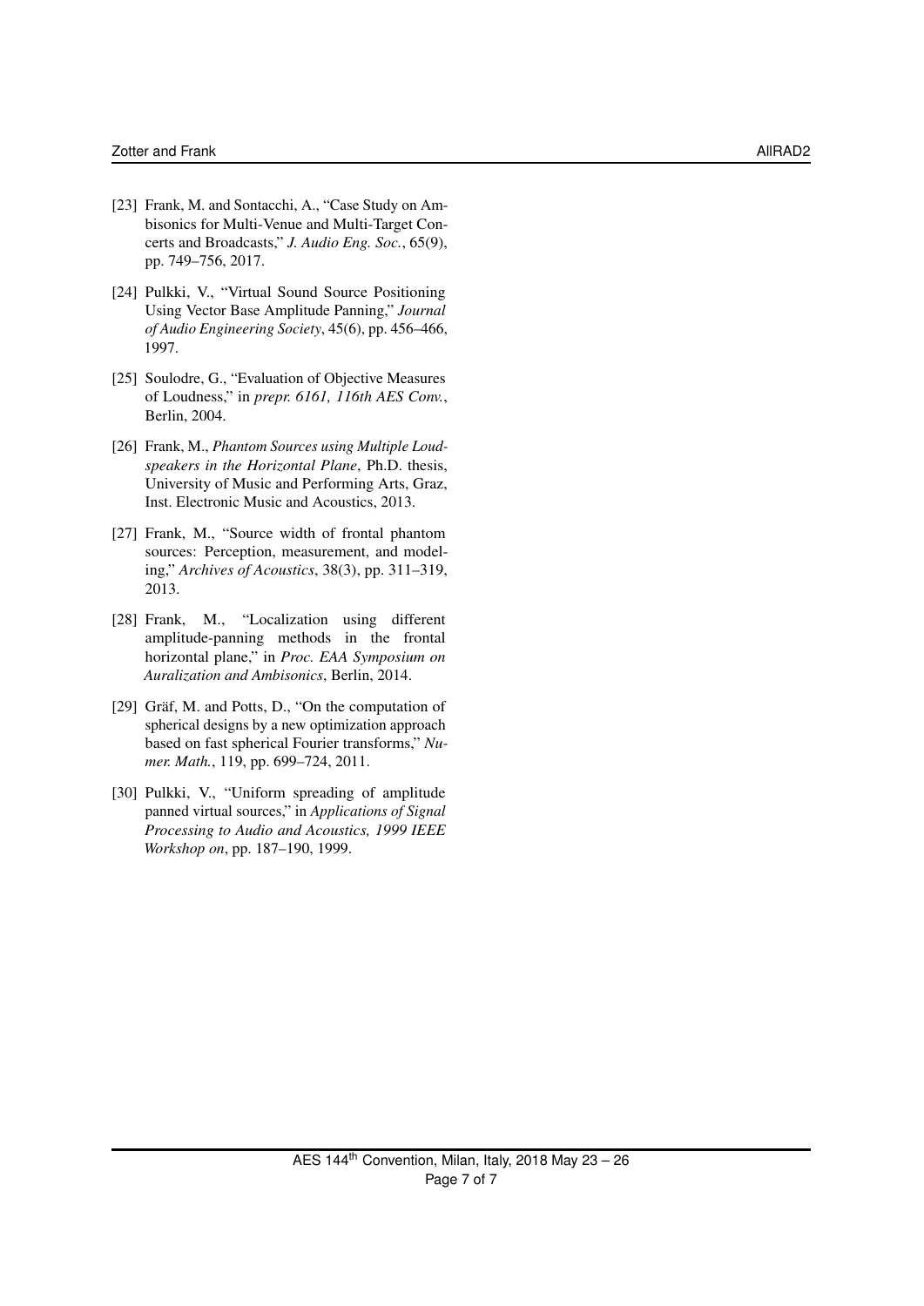[23] Frank, M. and Sontacchi, A., "Case Study on Ambisonics for Multi-Venue and Multi-Target Concerts and Broadcasts," *J. Audio Eng. Soc.*, 65(9), pp. 749–756, 2017.

[24] Pulkki, V., "Virtual Sound Source Positioning Using Vector Base Amplitude Panning," *Journal of Audio Engineering Society*, 45(6), pp. 456–466, 1997.

[25] Soulodre, G., "Evaluation of Objective Measures of Loudness," in *prepr. 6161, 116th AES Conv.*, Berlin, 2004.

[26] Frank, M., *Phantom Sources using Multiple Loudspeakers in the Horizontal Plane*, Ph.D. thesis, University of Music and Performing Arts, Graz, Inst. Electronic Music and Acoustics, 2013.

[27] Frank, M., "Source width of frontal phantom sources: Perception, measurement, and modeling," *Archives of Acoustics*, 38(3), pp. 311–319, 2013.

[28] Frank, M., "Localization using different amplitude-panning methods in the frontal horizontal plane," in *Proc. EAA Symposium on Auralization and Ambisonics*, Berlin, 2014.

[29] Gräf, M. and Potts, D., "On the computation of spherical designs by a new optimization approach based on fast spherical Fourier transforms," *Numer. Math.*, 119, pp. 699–724, 2011.

[30] Pulkki, V., "Uniform spreading of amplitude panned virtual sources," in *Applications of Signal Processing to Audio and Acoustics, 1999 IEEE Workshop on*, pp. 187–190, 1999.